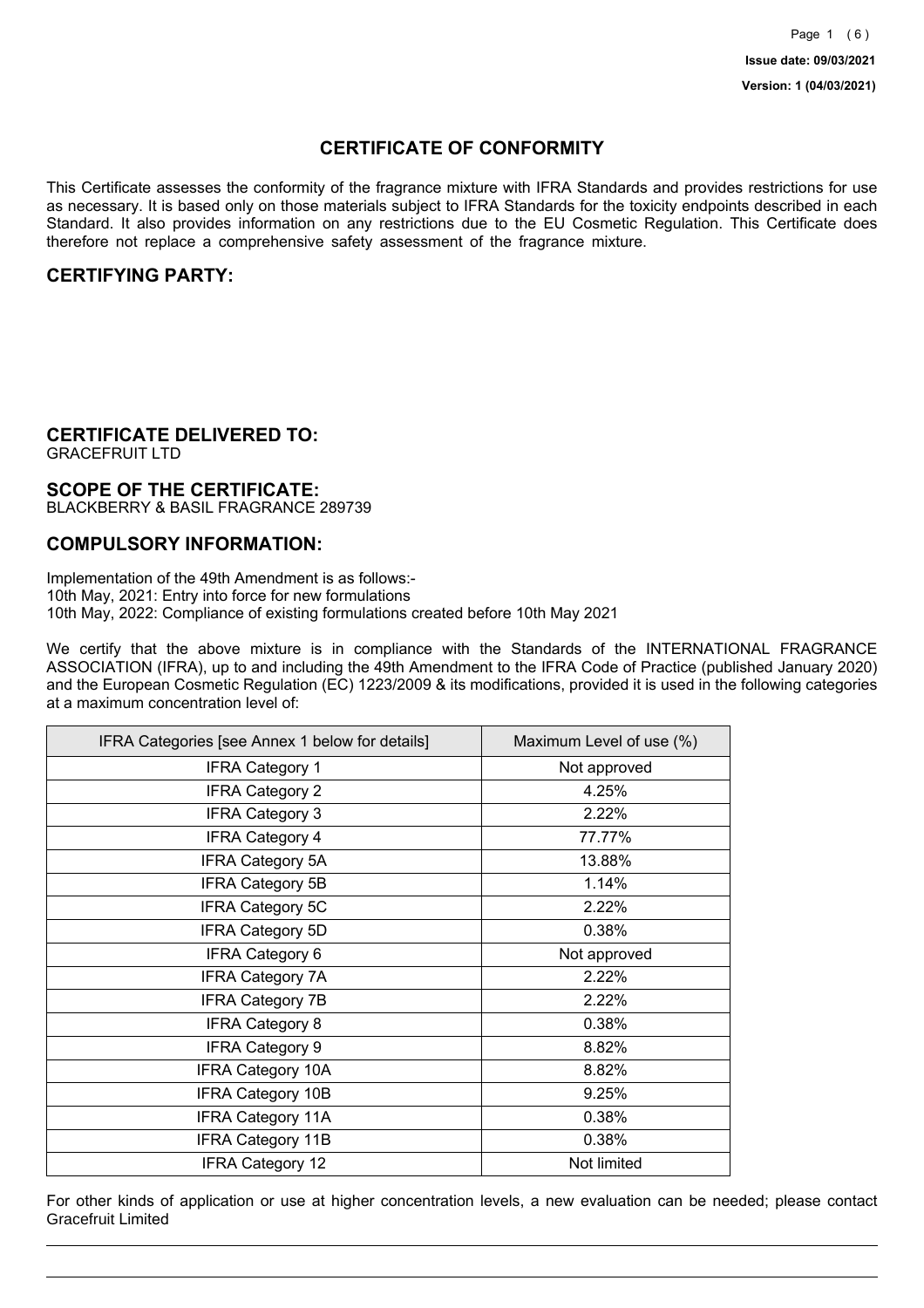**Issue date: 09/03/2021**

**Version: 1 (04/03/2021)**

# CERTIFICATE OF CONFORMITY

This Certificate assesses the conformity of the fragrance mixture with IFRA Standards and provides restrictions for use as necessary. It is based only on those materials subject to IFRA Standards for the toxicity endpoints described in each Standard. It also provides information on any restrictions due to the EU Cosmetic Regulation. This Certificate does therefore not replace a comprehensive safety assessment of the fragrance mixture.

## CERTIFYING PARTY:

## CERTIFICATE DELIVERED TO:

GRACEFRUIT LTD

## SCOPE OF THE CERTIFICATE:

BLACKBERRY & BASIL FRAGRANCE 289739

## COMPULSORY INFORMATION:

Implementation of the 49th Amendment is as follows:-
10th May, 2021: Entry into force for new formulations
10th May, 2022: Compliance of existing formulations created before 10th May 2021

We certify that the above mixture is in compliance with the Standards of the INTERNATIONAL FRAGRANCE ASSOCIATION (IFRA), up to and including the 49th Amendment to the IFRA Code of Practice (published January 2020) and the European Cosmetic Regulation (EC) 1223/2009 & its modifications, provided it is used in the following categories at a maximum concentration level of:

| IFRA Categories [see Annex 1 below for details] | Maximum Level of use (%) |
|---|---|
| IFRA Category 1 | Not approved |
| IFRA Category 2 | 4.25% |
| IFRA Category 3 | 2.22% |
| IFRA Category 4 | 77.77% |
| IFRA Category 5A | 13.88% |
| IFRA Category 5B | 1.14% |
| IFRA Category 5C | 2.22% |
| IFRA Category 5D | 0.38% |
| IFRA Category 6 | Not approved |
| IFRA Category 7A | 2.22% |
| IFRA Category 7B | 2.22% |
| IFRA Category 8 | 0.38% |
| IFRA Category 9 | 8.82% |
| IFRA Category 10A | 8.82% |
| IFRA Category 10B | 9.25% |
| IFRA Category 11A | 0.38% |
| IFRA Category 11B | 0.38% |
| IFRA Category 12 | Not limited |

For other kinds of application or use at higher concentration levels, a new evaluation can be needed; please contact Gracefruit Limited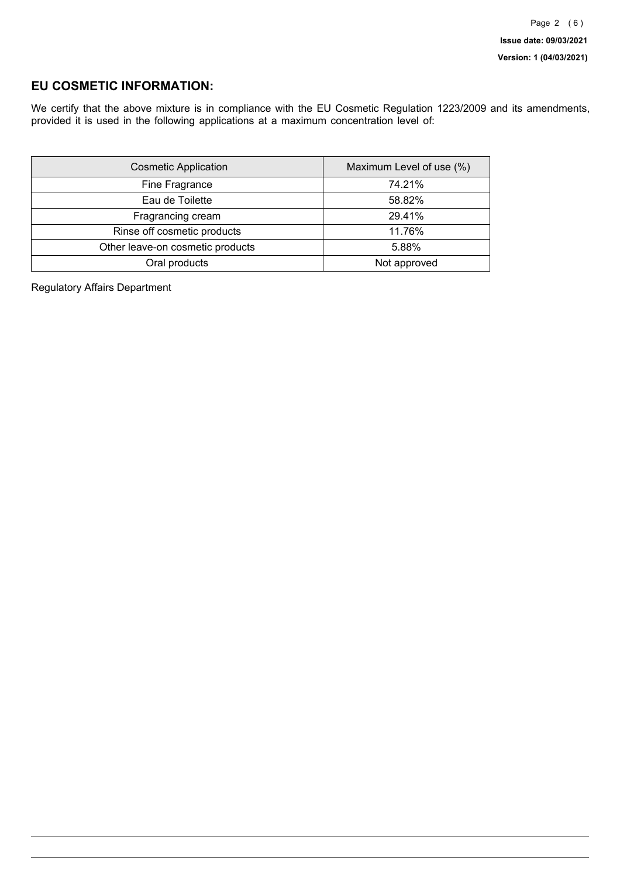## EU COSMETIC INFORMATION:

We certify that the above mixture is in compliance with the EU Cosmetic Regulation 1223/2009 and its amendments, provided it is used in the following applications at a maximum concentration level of:

| Cosmetic Application | Maximum Level of use (%) |
| --- | --- |
| Fine Fragrance | 74.21% |
| Eau de Toilette | 58.82% |
| Fragrancing cream | 29.41% |
| Rinse off cosmetic products | 11.76% |
| Other leave-on cosmetic products | 5.88% |
| Oral products | Not approved |

Regulatory Affairs Department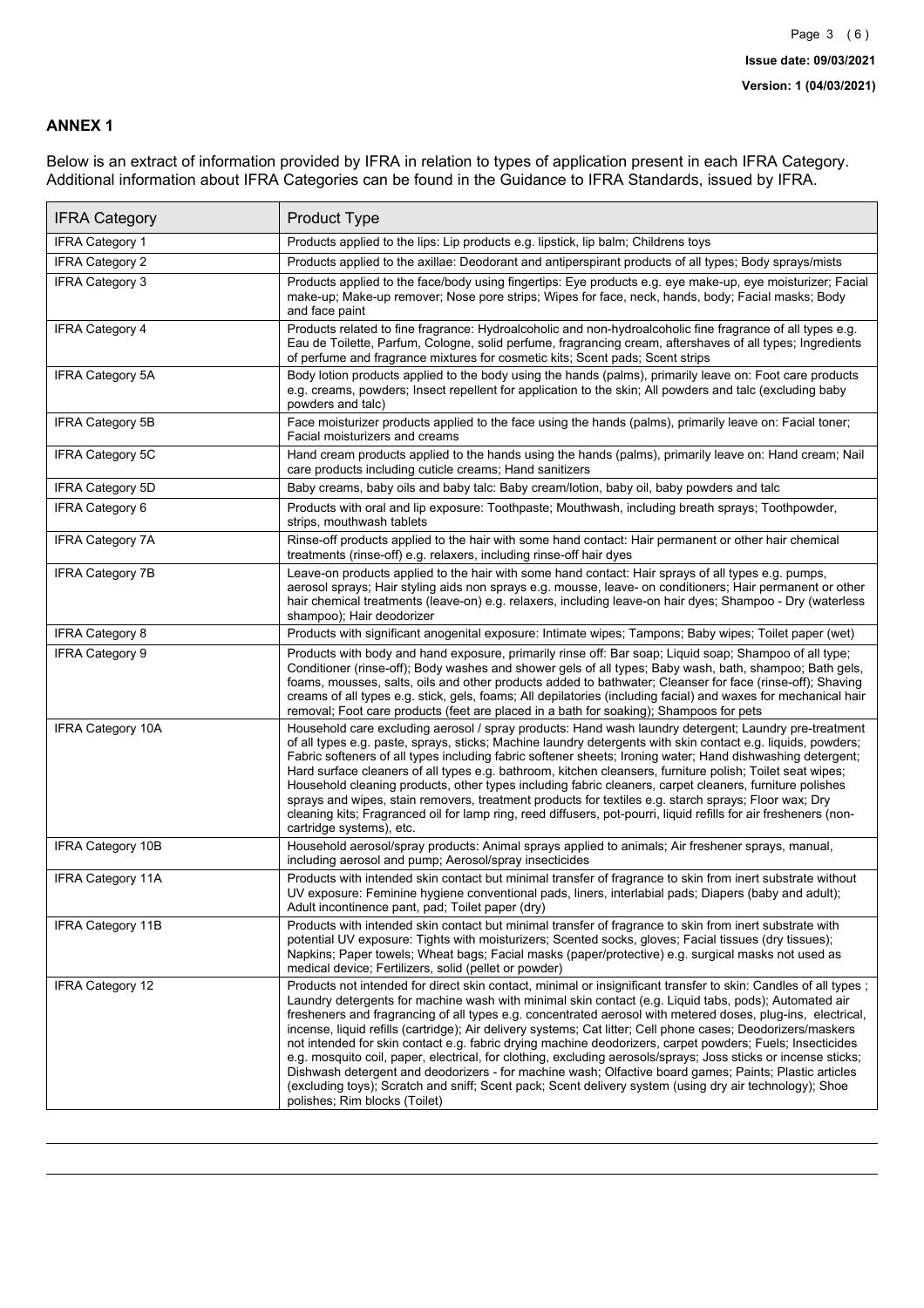## ANNEX 1

Below is an extract of information provided by IFRA in relation to types of application present in each IFRA Category. Additional information about IFRA Categories can be found in the Guidance to IFRA Standards, issued by IFRA.

| IFRA Category | Product Type |
|---|---|
| IFRA Category 1 | Products applied to the lips: Lip products e.g. lipstick, lip balm; Childrens toys |
| IFRA Category 2 | Products applied to the axillae: Deodorant and antiperspirant products of all types; Body sprays/mists |
| IFRA Category 3 | Products applied to the face/body using fingertips: Eye products e.g. eye make-up, eye moisturizer; Facial make-up; Make-up remover; Nose pore strips; Wipes for face, neck, hands, body; Facial masks; Body and face paint |
| IFRA Category 4 | Products related to fine fragrance: Hydroalcoholic and non-hydroalcoholic fine fragrance of all types e.g. Eau de Toilette, Parfum, Cologne, solid perfume, fragrancing cream, aftershaves of all types; Ingredients of perfume and fragrance mixtures for cosmetic kits; Scent pads; Scent strips |
| IFRA Category 5A | Body lotion products applied to the body using the hands (palms), primarily leave on: Foot care products e.g. creams, powders; Insect repellent for application to the skin; All powders and talc (excluding baby powders and talc) |
| IFRA Category 5B | Face moisturizer products applied to the face using the hands (palms), primarily leave on: Facial toner; Facial moisturizers and creams |
| IFRA Category 5C | Hand cream products applied to the hands using the hands (palms), primarily leave on: Hand cream; Nail care products including cuticle creams; Hand sanitizers |
| IFRA Category 5D | Baby creams, baby oils and baby talc: Baby cream/lotion, baby oil, baby powders and talc |
| IFRA Category 6 | Products with oral and lip exposure: Toothpaste; Mouthwash, including breath sprays; Toothpowder, strips, mouthwash tablets |
| IFRA Category 7A | Rinse-off products applied to the hair with some hand contact: Hair permanent or other hair chemical treatments (rinse-off) e.g. relaxers, including rinse-off hair dyes |
| IFRA Category 7B | Leave-on products applied to the hair with some hand contact: Hair sprays of all types e.g. pumps, aerosol sprays; Hair styling aids non sprays e.g. mousse, leave- on conditioners; Hair permanent or other hair chemical treatments (leave-on) e.g. relaxers, including leave-on hair dyes; Shampoo - Dry (waterless shampoo); Hair deodorizer |
| IFRA Category 8 | Products with significant anogenital exposure: Intimate wipes; Tampons; Baby wipes; Toilet paper (wet) |
| IFRA Category 9 | Products with body and hand exposure, primarily rinse off: Bar soap; Liquid soap; Shampoo of all type; Conditioner (rinse-off); Body washes and shower gels of all types; Baby wash, bath, shampoo; Bath gels, foams, mousses, salts, oils and other products added to bathwater; Cleanser for face (rinse-off); Shaving creams of all types e.g. stick, gels, foams; All depilatories (including facial) and waxes for mechanical hair removal; Foot care products (feet are placed in a bath for soaking); Shampoos for pets |
| IFRA Category 10A | Household care excluding aerosol / spray products: Hand wash laundry detergent; Laundry pre-treatment of all types e.g. paste, sprays, sticks; Machine laundry detergents with skin contact e.g. liquids, powders; Fabric softeners of all types including fabric softener sheets; Ironing water; Hand dishwashing detergent; Hard surface cleaners of all types e.g. bathroom, kitchen cleansers, furniture polish; Toilet seat wipes; Household cleaning products, other types including fabric cleaners, carpet cleaners, furniture polishes sprays and wipes, stain removers, treatment products for textiles e.g. starch sprays; Floor wax; Dry cleaning kits; Fragranced oil for lamp ring, reed diffusers, pot-pourri, liquid refills for air fresheners (non-cartridge systems), etc. |
| IFRA Category 10B | Household aerosol/spray products: Animal sprays applied to animals; Air freshener sprays, manual, including aerosol and pump; Aerosol/spray insecticides |
| IFRA Category 11A | Products with intended skin contact but minimal transfer of fragrance to skin from inert substrate without UV exposure: Feminine hygiene conventional pads, liners, interlabial pads; Diapers (baby and adult); Adult incontinence pant, pad; Toilet paper (dry) |
| IFRA Category 11B | Products with intended skin contact but minimal transfer of fragrance to skin from inert substrate with potential UV exposure: Tights with moisturizers; Scented socks, gloves; Facial tissues (dry tissues); Napkins; Paper towels; Wheat bags; Facial masks (paper/protective) e.g. surgical masks not used as medical device; Fertilizers, solid (pellet or powder) |
| IFRA Category 12 | Products not intended for direct skin contact, minimal or insignificant transfer to skin: Candles of all types ; Laundry detergents for machine wash with minimal skin contact (e.g. Liquid tabs, pods); Automated air fresheners and fragrancing of all types e.g. concentrated aerosol with metered doses, plug-ins, electrical, incense, liquid refills (cartridge); Air delivery systems; Cat litter; Cell phone cases; Deodorizers/maskers not intended for skin contact e.g. fabric drying machine deodorizers, carpet powders; Fuels; Insecticides e.g. mosquito coil, paper, electrical, for clothing, excluding aerosols/sprays; Joss sticks or incense sticks; Dishwash detergent and deodorizers - for machine wash; Olfactive board games; Paints; Plastic articles (excluding toys); Scratch and sniff; Scent pack; Scent delivery system (using dry air technology); Shoe polishes; Rim blocks (Toilet) |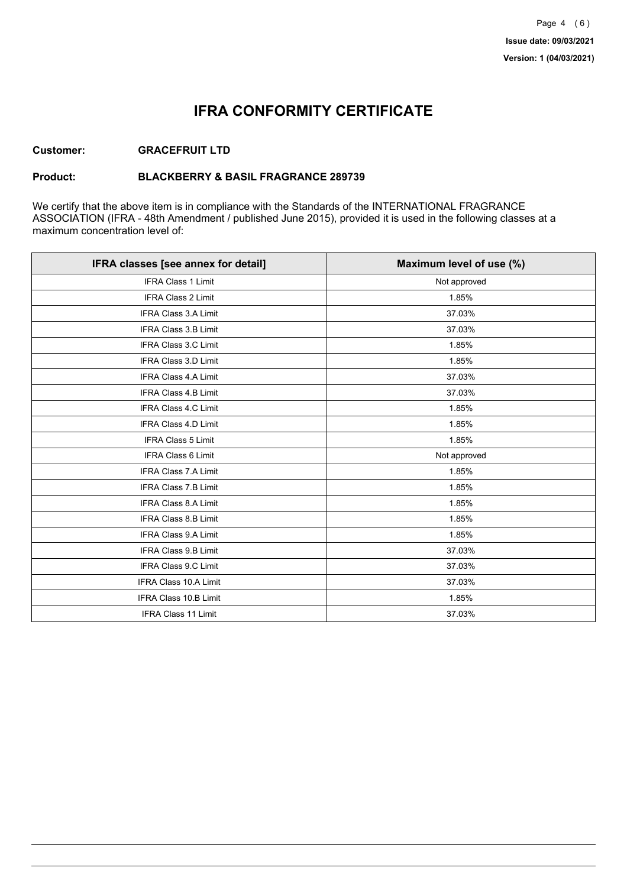# IFRA CONFORMITY CERTIFICATE

**Customer:** **GRACEFRUIT LTD**

**Product:** **BLACKBERRY & BASIL FRAGRANCE 289739**

We certify that the above item is in compliance with the Standards of the INTERNATIONAL FRAGRANCE ASSOCIATION (IFRA - 48th Amendment / published June 2015), provided it is used in the following classes at a maximum concentration level of:

| IFRA classes [see annex for detail] | Maximum level of use (%) |
|---|---|
| IFRA Class 1 Limit | Not approved |
| IFRA Class 2 Limit | 1.85% |
| IFRA Class 3.A Limit | 37.03% |
| IFRA Class 3.B Limit | 37.03% |
| IFRA Class 3.C Limit | 1.85% |
| IFRA Class 3.D Limit | 1.85% |
| IFRA Class 4.A Limit | 37.03% |
| IFRA Class 4.B Limit | 37.03% |
| IFRA Class 4.C Limit | 1.85% |
| IFRA Class 4.D Limit | 1.85% |
| IFRA Class 5 Limit | 1.85% |
| IFRA Class 6 Limit | Not approved |
| IFRA Class 7.A Limit | 1.85% |
| IFRA Class 7.B Limit | 1.85% |
| IFRA Class 8.A Limit | 1.85% |
| IFRA Class 8.B Limit | 1.85% |
| IFRA Class 9.A Limit | 1.85% |
| IFRA Class 9.B Limit | 37.03% |
| IFRA Class 9.C Limit | 37.03% |
| IFRA Class 10.A Limit | 37.03% |
| IFRA Class 10.B Limit | 1.85% |
| IFRA Class 11 Limit | 37.03% |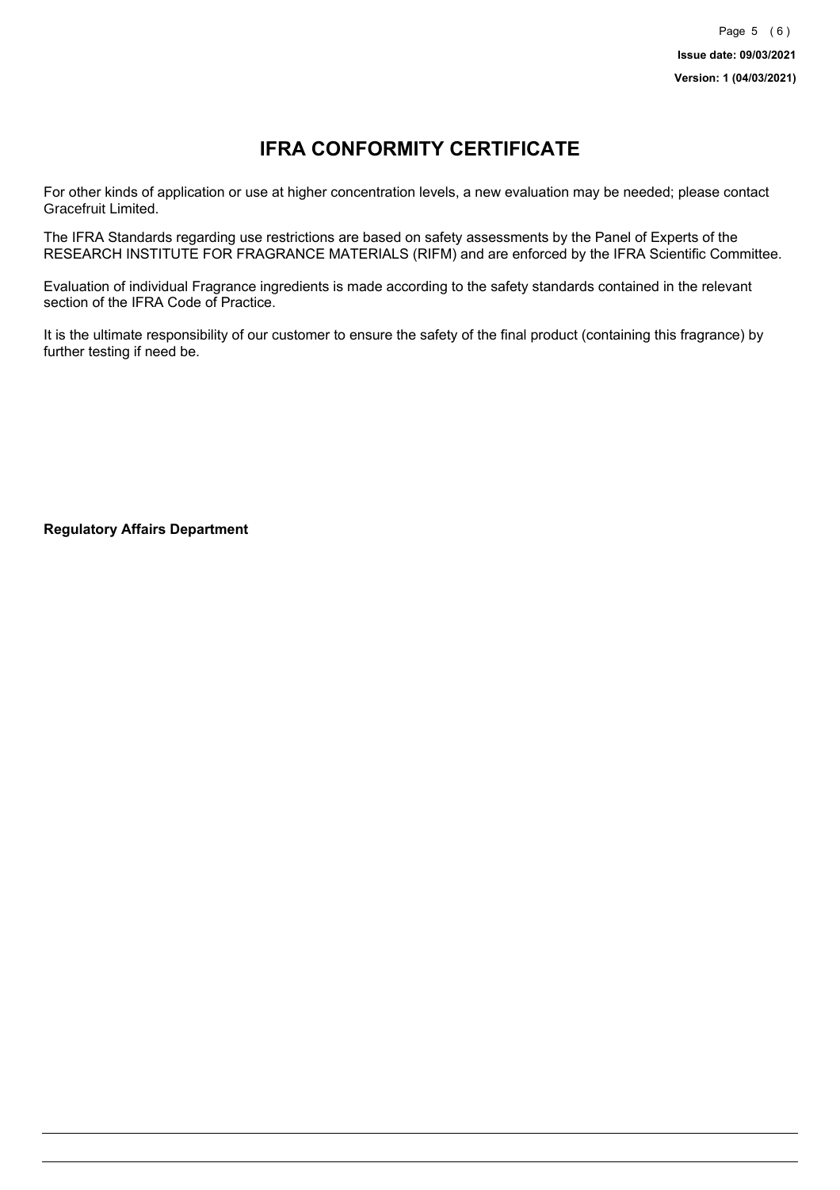# IFRA CONFORMITY CERTIFICATE

For other kinds of application or use at higher concentration levels, a new evaluation may be needed; please contact Gracefruit Limited.

The IFRA Standards regarding use restrictions are based on safety assessments by the Panel of Experts of the RESEARCH INSTITUTE FOR FRAGRANCE MATERIALS (RIFM) and are enforced by the IFRA Scientific Committee.

Evaluation of individual Fragrance ingredients is made according to the safety standards contained in the relevant section of the IFRA Code of Practice.

It is the ultimate responsibility of our customer to ensure the safety of the final product (containing this fragrance) by further testing if need be.

**Regulatory Affairs Department**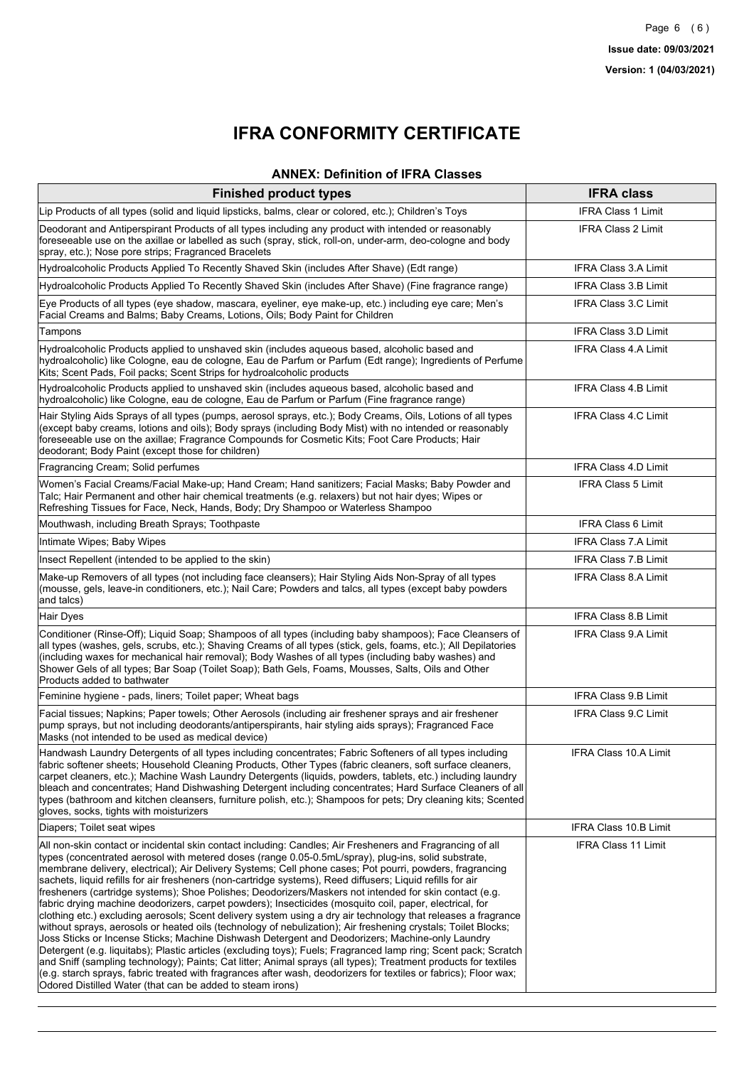Issue date: 09/03/2021

Version: 1 (04/03/2021)

# IFRA CONFORMITY CERTIFICATE

### ANNEX: Definition of IFRA Classes

| Finished product types | IFRA class |
|---|---|
| Lip Products of all types (solid and liquid lipsticks, balms, clear or colored, etc.); Children's Toys | IFRA Class 1 Limit |
| Deodorant and Antiperspirant Products of all types including any product with intended or reasonably foreseeable use on the axillae or labelled as such (spray, stick, roll-on, under-arm, deo-cologne and body spray, etc.); Nose pore strips; Fragranced Bracelets | IFRA Class 2 Limit |
| Hydroalcoholic Products Applied To Recently Shaved Skin (includes After Shave) (Edt range) | IFRA Class 3.A Limit |
| Hydroalcoholic Products Applied To Recently Shaved Skin (includes After Shave) (Fine fragrance range) | IFRA Class 3.B Limit |
| Eye Products of all types (eye shadow, mascara, eyeliner, eye make-up, etc.) including eye care; Men's Facial Creams and Balms; Baby Creams, Lotions, Oils; Body Paint for Children | IFRA Class 3.C Limit |
| Tampons | IFRA Class 3.D Limit |
| Hydroalcoholic Products applied to unshaved skin (includes aqueous based, alcoholic based and hydroalcoholic) like Cologne, eau de cologne, Eau de Parfum or Parfum (Edt range); Ingredients of Perfume Kits; Scent Pads, Foil packs; Scent Strips for hydroalcoholic products | IFRA Class 4.A Limit |
| Hydroalcoholic Products applied to unshaved skin (includes aqueous based, alcoholic based and hydroalcoholic) like Cologne, eau de cologne, Eau de Parfum or Parfum (Fine fragrance range) | IFRA Class 4.B Limit |
| Hair Styling Aids Sprays of all types (pumps, aerosol sprays, etc.); Body Creams, Oils, Lotions of all types (except baby creams, lotions and oils); Body sprays (including Body Mist) with no intended or reasonably foreseeable use on the axillae; Fragrance Compounds for Cosmetic Kits; Foot Care Products; Hair deodorant; Body Paint (except those for children) | IFRA Class 4.C Limit |
| Fragrancing Cream; Solid perfumes | IFRA Class 4.D Limit |
| Women's Facial Creams/Facial Make-up; Hand Cream; Hand sanitizers; Facial Masks; Baby Powder and Talc; Hair Permanent and other hair chemical treatments (e.g. relaxers) but not hair dyes; Wipes or Refreshing Tissues for Face, Neck, Hands, Body; Dry Shampoo or Waterless Shampoo | IFRA Class 5 Limit |
| Mouthwash, including Breath Sprays; Toothpaste | IFRA Class 6 Limit |
| Intimate Wipes; Baby Wipes | IFRA Class 7.A Limit |
| Insect Repellent (intended to be applied to the skin) | IFRA Class 7.B Limit |
| Make-up Removers of all types (not including face cleansers); Hair Styling Aids Non-Spray of all types (mousse, gels, leave-in conditioners, etc.); Nail Care; Powders and talcs, all types (except baby powders and talcs) | IFRA Class 8.A Limit |
| Hair Dyes | IFRA Class 8.B Limit |
| Conditioner (Rinse-Off); Liquid Soap; Shampoos of all types (including baby shampoos); Face Cleansers of all types (washes, gels, scrubs, etc.); Shaving Creams of all types (stick, gels, foams, etc.); All Depilatories (including waxes for mechanical hair removal); Body Washes of all types (including baby washes) and Shower Gels of all types; Bar Soap (Toilet Soap); Bath Gels, Foams, Mousses, Salts, Oils and Other Products added to bathwater | IFRA Class 9.A Limit |
| Feminine hygiene - pads, liners; Toilet paper; Wheat bags | IFRA Class 9.B Limit |
| Facial tissues; Napkins; Paper towels; Other Aerosols (including air freshener sprays and air freshener pump sprays, but not including deodorants/antiperspirants, hair styling aids sprays); Fragranced Face Masks (not intended to be used as medical device) | IFRA Class 9.C Limit |
| Handwash Laundry Detergents of all types including concentrates; Fabric Softeners of all types including fabric softener sheets; Household Cleaning Products, Other Types (fabric cleaners, soft surface cleaners, carpet cleaners, etc.); Machine Wash Laundry Detergents (liquids, powders, tablets, etc.) including laundry bleach and concentrates; Hand Dishwashing Detergent including concentrates; Hard Surface Cleaners of all types (bathroom and kitchen cleansers, furniture polish, etc.); Shampoos for pets; Dry cleaning kits; Scented gloves, socks, tights with moisturizers | IFRA Class 10.A Limit |
| Diapers; Toilet seat wipes | IFRA Class 10.B Limit |
| All non-skin contact or incidental skin contact including: Candles; Air Fresheners and Fragrancing of all types (concentrated aerosol with metered doses (range 0.05-0.5mL/spray), plug-ins, solid substrate, membrane delivery, electrical); Air Delivery Systems; Cell phone cases; Pot pourri, powders, fragrancing sachets, liquid refills for air fresheners (non-cartridge systems), Reed diffusers; Liquid refills for air fresheners (cartridge systems); Shoe Polishes; Deodorizers/Maskers not intended for skin contact (e.g. fabric drying machine deodorizers, carpet powders); Insecticides (mosquito coil, paper, electrical, for clothing etc.) excluding aerosols; Scent delivery system using a dry air technology that releases a fragrance without sprays, aerosols or heated oils (technology of nebulization); Air freshening crystals; Toilet Blocks; Joss Sticks or Incense Sticks; Machine Dishwash Detergent and Deodorizers; Machine-only Laundry Detergent (e.g. liquitabs); Plastic articles (excluding toys); Fuels; Fragranced lamp ring; Scent pack; Scratch and Sniff (sampling technology); Paints; Cat litter; Animal sprays (all types); Treatment products for textiles (e.g. starch sprays, fabric treated with fragrances after wash, deodorizers for textiles or fabrics); Floor wax; Odored Distilled Water (that can be added to steam irons) | IFRA Class 11 Limit |